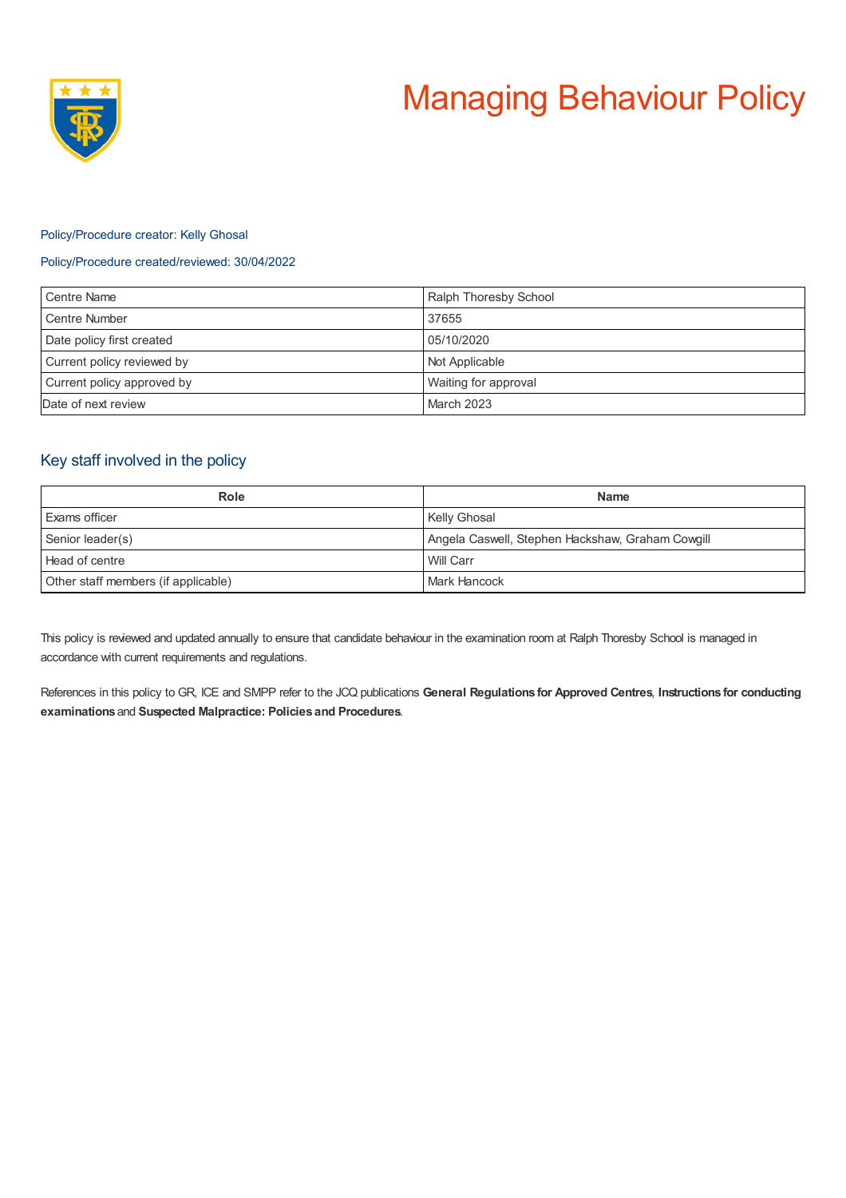# Managing Behaviour Policy

Policy/Procedure creator: Kelly Ghosal

Policy/Procedure created/reviewed: 30/04/2022

| Centre Name | Ralph Thoresby School |
|---|---|
| Centre Number | 37655 |
| Date policy first created | 05/10/2020 |
| Current policy reviewed by | Not Applicable |
| Current policy approved by | Waiting for approval |
| Date of next review | March 2023 |

## Key staff involved in the policy

| Role | Name |
|---|---|
| Exams officer | Kelly Ghosal |
| Senior leader(s) | Angela Caswell, Stephen Hackshaw, Graham Cowgill |
| Head of centre | Will Carr |
| Other staff members (if applicable) | Mark Hancock |

This policy is reviewed and updated annually to ensure that candidate behaviour in the examination room at Ralph Thoresby School is managed in accordance with current requirements and regulations.

References in this policy to GR, ICE and SMPP refer to the JCQ publications **General Regulations for Approved Centres**, **Instructions for conducting examinations** and **Suspected Malpractice: Policies and Procedures**.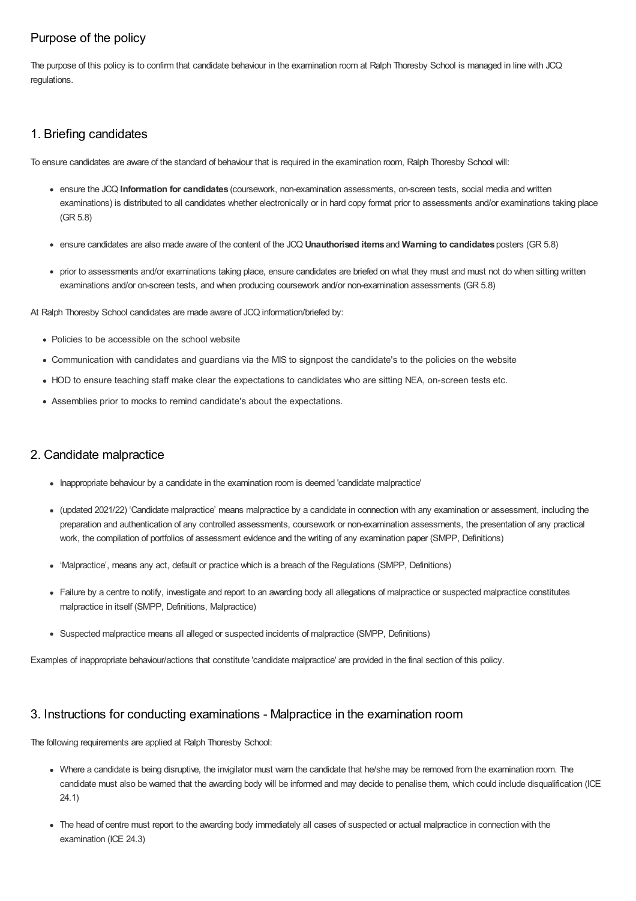## Purpose of the policy

The purpose of this policy is to confirm that candidate behaviour in the examination room at Ralph Thoresby School is managed in line with JCQ regulations.

## 1. Briefing candidates

To ensure candidates are aware of the standard of behaviour that is required in the examination room, Ralph Thoresby School will:

- ensure the JCQ **Information for candidates** (coursework, non-examination assessments, on-screen tests, social media and written examinations) is distributed to all candidates whether electronically or in hard copy format prior to assessments and/or examinations taking place (GR 5.8)
- ensure candidates are also made aware of the content of the JCQ **Unauthorised items** and **Warning to candidates** posters (GR 5.8)
- prior to assessments and/or examinations taking place, ensure candidates are briefed on what they must and must not do when sitting written examinations and/or on-screen tests, and when producing coursework and/or non-examination assessments (GR 5.8)

At Ralph Thoresby School candidates are made aware of JCQ information/briefed by:

- Policies to be accessible on the school website
- Communication with candidates and guardians via the MIS to signpost the candidate's to the policies on the website
- HOD to ensure teaching staff make clear the expectations to candidates who are sitting NEA, on-screen tests etc.
- Assemblies prior to mocks to remind candidate's about the expectations.

## 2. Candidate malpractice

- Inappropriate behaviour by a candidate in the examination room is deemed 'candidate malpractice'
- (updated 2021/22) 'Candidate malpractice' means malpractice by a candidate in connection with any examination or assessment, including the preparation and authentication of any controlled assessments, coursework or non-examination assessments, the presentation of any practical work, the compilation of portfolios of assessment evidence and the writing of any examination paper (SMPP, Definitions)
- 'Malpractice', means any act, default or practice which is a breach of the Regulations (SMPP, Definitions)
- Failure by a centre to notify, investigate and report to an awarding body all allegations of malpractice or suspected malpractice constitutes malpractice in itself (SMPP, Definitions, Malpractice)
- Suspected malpractice means all alleged or suspected incidents of malpractice (SMPP, Definitions)

Examples of inappropriate behaviour/actions that constitute 'candidate malpractice' are provided in the final section of this policy.

## 3. Instructions for conducting examinations - Malpractice in the examination room

The following requirements are applied at Ralph Thoresby School:

- Where a candidate is being disruptive, the invigilator must warn the candidate that he/she may be removed from the examination room. The candidate must also be warned that the awarding body will be informed and may decide to penalise them, which could include disqualification (ICE 24.1)
- The head of centre must report to the awarding body immediately all cases of suspected or actual malpractice in connection with the examination (ICE 24.3)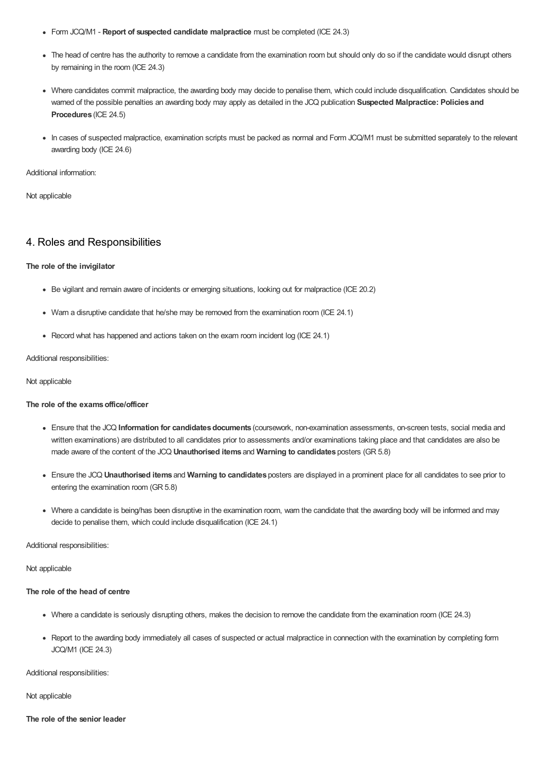- Form JCQ/M1 - **Report of suspected candidate malpractice** must be completed (ICE 24.3)
- The head of centre has the authority to remove a candidate from the examination room but should only do so if the candidate would disrupt others by remaining in the room (ICE 24.3)
- Where candidates commit malpractice, the awarding body may decide to penalise them, which could include disqualification. Candidates should be warned of the possible penalties an awarding body may apply as detailed in the JCQ publication **Suspected Malpractice: Policies and Procedures** (ICE 24.5)
- In cases of suspected malpractice, examination scripts must be packed as normal and Form JCQ/M1 must be submitted separately to the relevant awarding body (ICE 24.6)

Additional information:

Not applicable

## 4. Roles and Responsibilities

**The role of the invigilator**

- Be vigilant and remain aware of incidents or emerging situations, looking out for malpractice (ICE 20.2)
- Warn a disruptive candidate that he/she may be removed from the examination room (ICE 24.1)
- Record what has happened and actions taken on the exam room incident log (ICE 24.1)

Additional responsibilities:

Not applicable

**The role of the exams office/officer**

- Ensure that the JCQ **Information for candidates documents** (coursework, non-examination assessments, on-screen tests, social media and written examinations) are distributed to all candidates prior to assessments and/or examinations taking place and that candidates are also be made aware of the content of the JCQ **Unauthorised items** and **Warning to candidates** posters (GR 5.8)
- Ensure the JCQ **Unauthorised items** and **Warning to candidates** posters are displayed in a prominent place for all candidates to see prior to entering the examination room (GR 5.8)
- Where a candidate is being/has been disruptive in the examination room, warn the candidate that the awarding body will be informed and may decide to penalise them, which could include disqualification (ICE 24.1)

Additional responsibilities:

Not applicable

**The role of the head of centre**

- Where a candidate is seriously disrupting others, makes the decision to remove the candidate from the examination room (ICE 24.3)
- Report to the awarding body immediately all cases of suspected or actual malpractice in connection with the examination by completing form JCQ/M1 (ICE 24.3)

Additional responsibilities:

Not applicable

**The role of the senior leader**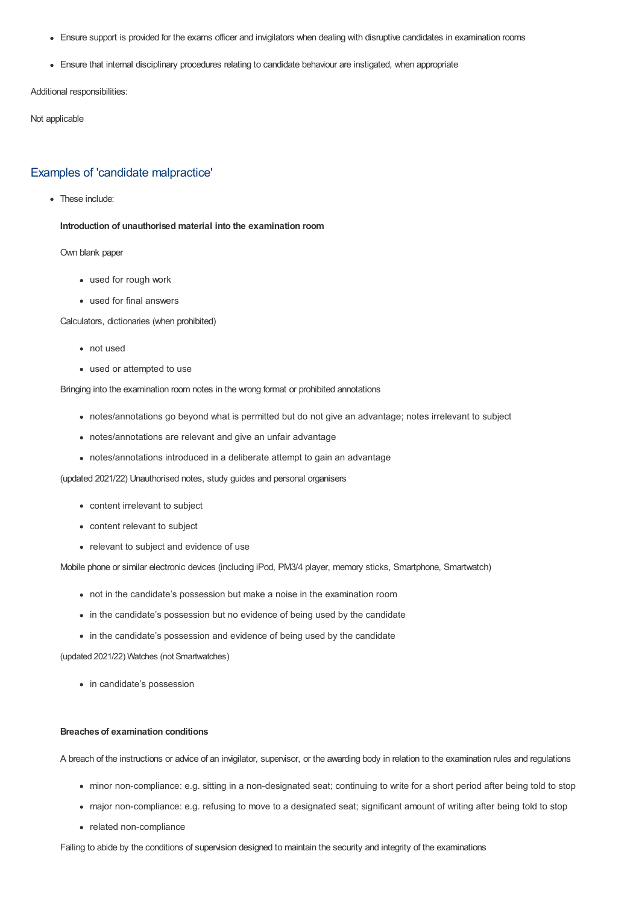- Ensure support is provided for the exams officer and invigilators when dealing with disruptive candidates in examination rooms
- Ensure that internal disciplinary procedures relating to candidate behaviour are instigated, when appropriate

Additional responsibilities:

Not applicable

## Examples of 'candidate malpractice'

- These include:

  **Introduction of unauthorised material into the examination room**

  Own blank paper

  - used for rough work
  - used for final answers

  Calculators, dictionaries (when prohibited)

  - not used
  - used or attempted to use

  Bringing into the examination room notes in the wrong format or prohibited annotations

  - notes/annotations go beyond what is permitted but do not give an advantage; notes irrelevant to subject
  - notes/annotations are relevant and give an unfair advantage
  - notes/annotations introduced in a deliberate attempt to gain an advantage

  (updated 2021/22) Unauthorised notes, study guides and personal organisers

  - content irrelevant to subject
  - content relevant to subject
  - relevant to subject and evidence of use

  Mobile phone or similar electronic devices (including iPod, PM3/4 player, memory sticks, Smartphone, Smartwatch)

  - not in the candidate's possession but make a noise in the examination room
  - in the candidate's possession but no evidence of being used by the candidate
  - in the candidate's possession and evidence of being used by the candidate

  (updated 2021/22) Watches (not Smartwatches)

  - in candidate's possession

  **Breaches of examination conditions**

  A breach of the instructions or advice of an invigilator, supervisor, or the awarding body in relation to the examination rules and regulations

  - minor non-compliance: e.g. sitting in a non-designated seat; continuing to write for a short period after being told to stop
  - major non-compliance: e.g. refusing to move to a designated seat; significant amount of writing after being told to stop
  - related non-compliance

  Failing to abide by the conditions of supervision designed to maintain the security and integrity of the examinations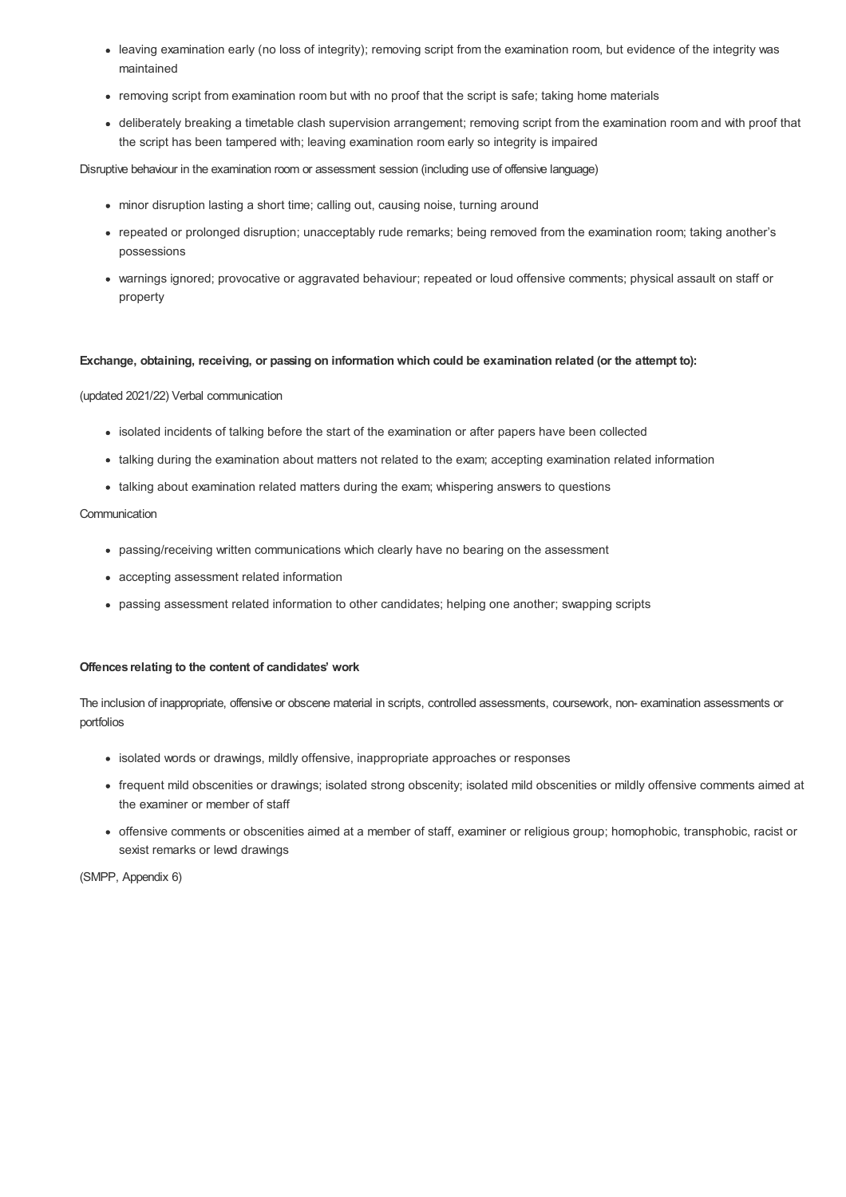- leaving examination early (no loss of integrity); removing script from the examination room, but evidence of the integrity was maintained
- removing script from examination room but with no proof that the script is safe; taking home materials
- deliberately breaking a timetable clash supervision arrangement; removing script from the examination room and with proof that the script has been tampered with; leaving examination room early so integrity is impaired

Disruptive behaviour in the examination room or assessment session (including use of offensive language)

- minor disruption lasting a short time; calling out, causing noise, turning around
- repeated or prolonged disruption; unacceptably rude remarks; being removed from the examination room; taking another's possessions
- warnings ignored; provocative or aggravated behaviour; repeated or loud offensive comments; physical assault on staff or property

**Exchange, obtaining, receiving, or passing on information which could be examination related (or the attempt to):**

(updated 2021/22) Verbal communication

- isolated incidents of talking before the start of the examination or after papers have been collected
- talking during the examination about matters not related to the exam; accepting examination related information
- talking about examination related matters during the exam; whispering answers to questions

Communication

- passing/receiving written communications which clearly have no bearing on the assessment
- accepting assessment related information
- passing assessment related information to other candidates; helping one another; swapping scripts

**Offences relating to the content of candidates' work**

The inclusion of inappropriate, offensive or obscene material in scripts, controlled assessments, coursework, non- examination assessments or portfolios

- isolated words or drawings, mildly offensive, inappropriate approaches or responses
- frequent mild obscenities or drawings; isolated strong obscenity; isolated mild obscenities or mildly offensive comments aimed at the examiner or member of staff
- offensive comments or obscenities aimed at a member of staff, examiner or religious group; homophobic, transphobic, racist or sexist remarks or lewd drawings

(SMPP, Appendix 6)